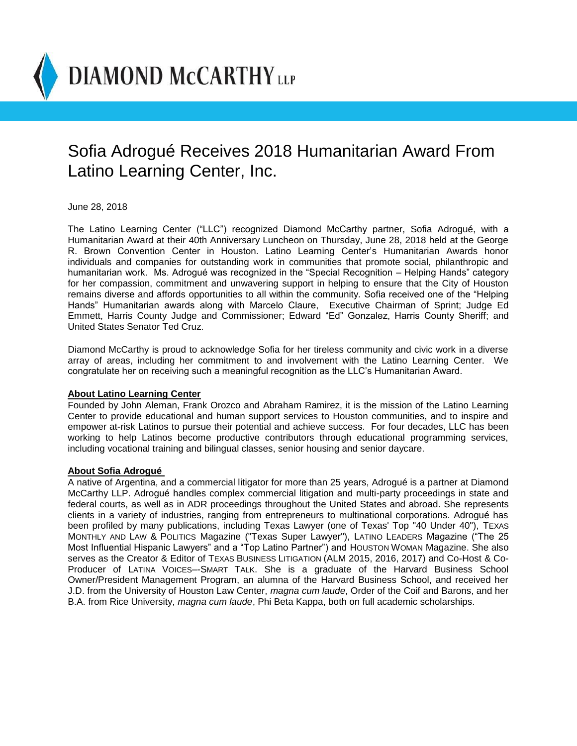DIAMOND McCARTHY LLP

# Sofia Adrogué Receives 2018 Humanitarian Award From Latino Learning Center, Inc.

June 28, 2018

The Latino Learning Center ("LLC") recognized Diamond McCarthy partner, Sofia Adrogué, with a Humanitarian Award at their 40th Anniversary Luncheon on Thursday, June 28, 2018 held at the George R. Brown Convention Center in Houston. Latino Learning Center's Humanitarian Awards honor individuals and companies for outstanding work in communities that promote social, philanthropic and humanitarian work. Ms. Adrogué was recognized in the "Special Recognition – Helping Hands" category for her compassion, commitment and unwavering support in helping to ensure that the City of Houston remains diverse and affords opportunities to all within the community. Sofia received one of the "Helping Hands" Humanitarian awards along with Marcelo Claure, Executive Chairman of Sprint; Judge Ed Emmett, Harris County Judge and Commissioner; Edward "Ed" Gonzalez, Harris County Sheriff; and United States Senator Ted Cruz.

Diamond McCarthy is proud to acknowledge Sofia for her tireless community and civic work in a diverse array of areas, including her commitment to and involvement with the Latino Learning Center. We congratulate her on receiving such a meaningful recognition as the LLC's Humanitarian Award.

**About Latino Learning Center**

Founded by John Aleman, Frank Orozco and Abraham Ramirez, it is the mission of the Latino Learning Center to provide educational and human support services to Houston communities, and to inspire and empower at-risk Latinos to pursue their potential and achieve success. For four decades, LLC has been working to help Latinos become productive contributors through educational programming services, including vocational training and bilingual classes, senior housing and senior daycare.

**About Sofia Adrogué**

A native of Argentina, and a commercial litigator for more than 25 years, Adrogué is a partner at Diamond McCarthy LLP. Adrogué handles complex commercial litigation and multi-party proceedings in state and federal courts, as well as in ADR proceedings throughout the United States and abroad. She represents clients in a variety of industries, ranging from entrepreneurs to multinational corporations. Adrogué has been profiled by many publications, including Texas Lawyer (one of Texas' Top "40 Under 40"), TEXAS MONTHLY AND LAW & POLITICS Magazine ("Texas Super Lawyer"), LATINO LEADERS Magazine ("The 25 Most Influential Hispanic Lawyers" and a "Top Latino Partner") and HOUSTON WOMAN Magazine. She also serves as the Creator & Editor of TEXAS BUSINESS LITIGATION (ALM 2015, 2016, 2017) and Co-Host & Co-Producer of LATINA VOICES–-SMART TALK. She is a graduate of the Harvard Business School Owner/President Management Program, an alumna of the Harvard Business School, and received her J.D. from the University of Houston Law Center, *magna cum laude*, Order of the Coif and Barons, and her B.A. from Rice University, *magna cum laude*, Phi Beta Kappa, both on full academic scholarships.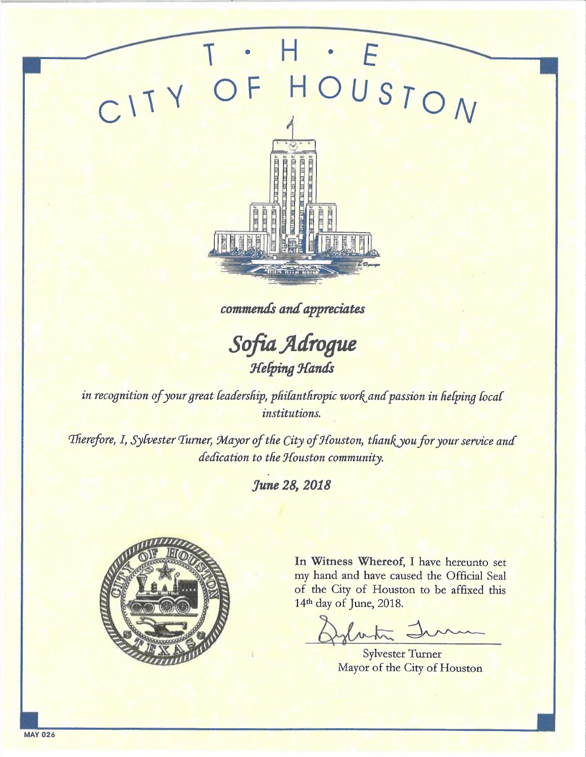# THE CITY OF HOUSTON

*commends and appreciates*

## *Sofia Adrogue*

*Helping Hands*

*in recognition of your great leadership, philanthropic work and passion in helping local institutions.*

*Therefore, I, Sylvester Turner, Mayor of the City of Houston, thank you for your service and dedication to the Houston community.*

*June 28, 2018*

**In Witness Whereof,** I have hereunto set my hand and have caused the Official Seal of the City of Houston to be affixed this 14th day of June, 2018.

Sylvester Turner
Mayor of the City of Houston

MAY 026